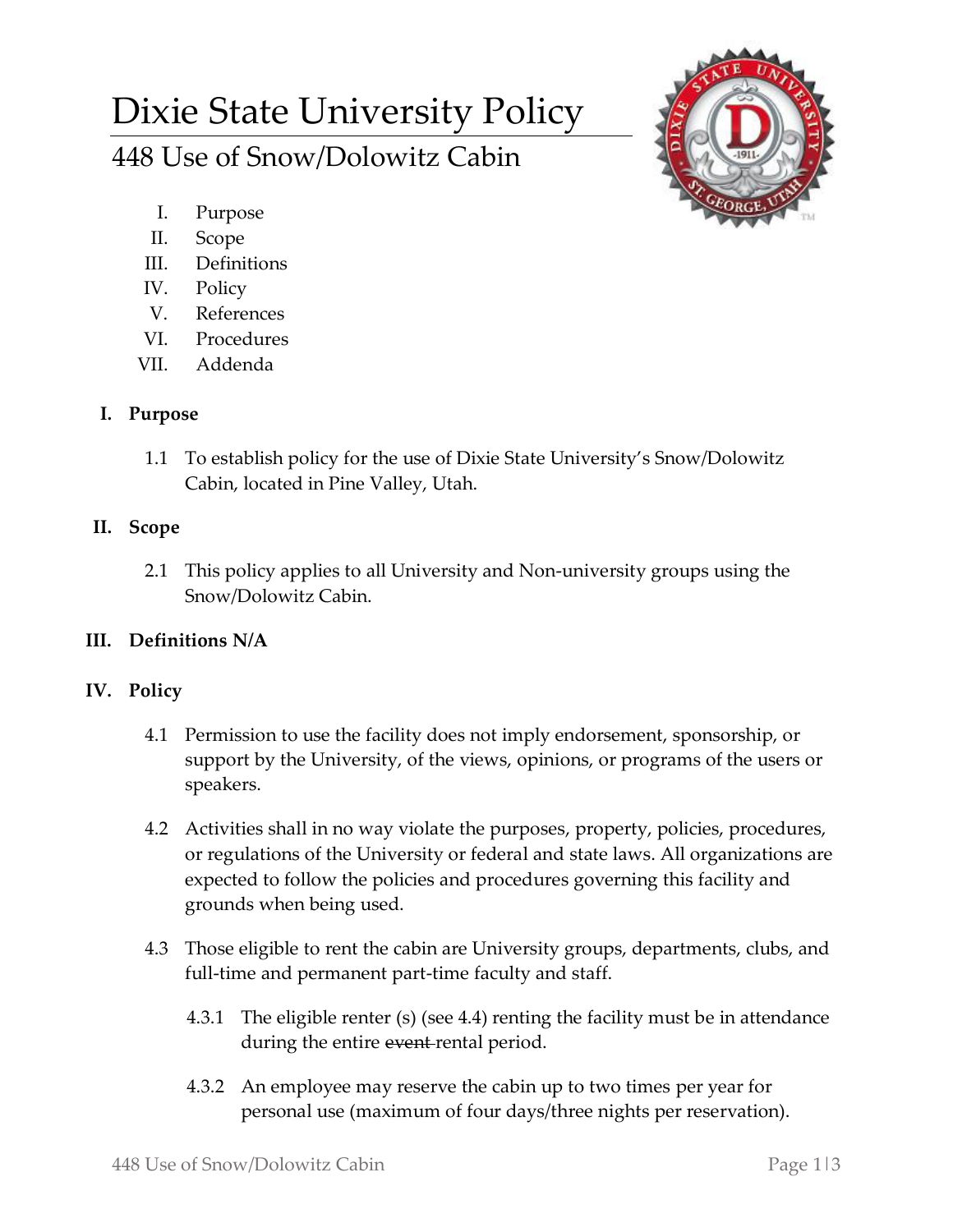# Dixie State University Policy

## 448 Use of Snow/Dolowitz Cabin

I. Purpose
II. Scope
III. Definitions
IV. Policy
V. References
VI. Procedures
VII. Addenda

### I. Purpose

1.1 To establish policy for the use of Dixie State University's Snow/Dolowitz Cabin, located in Pine Valley, Utah.

### II. Scope

2.1 This policy applies to all University and Non-university groups using the Snow/Dolowitz Cabin.

### III. Definitions N/A

### IV. Policy

4.1 Permission to use the facility does not imply endorsement, sponsorship, or support by the University, of the views, opinions, or programs of the users or speakers.

4.2 Activities shall in no way violate the purposes, property, policies, procedures, or regulations of the University or federal and state laws. All organizations are expected to follow the policies and procedures governing this facility and grounds when being used.

4.3 Those eligible to rent the cabin are University groups, departments, clubs, and full-time and permanent part-time faculty and staff.

4.3.1 The eligible renter (s) (see 4.4) renting the facility must be in attendance during the entire ~~event~~ rental period.

4.3.2 An employee may reserve the cabin up to two times per year for personal use (maximum of four days/three nights per reservation).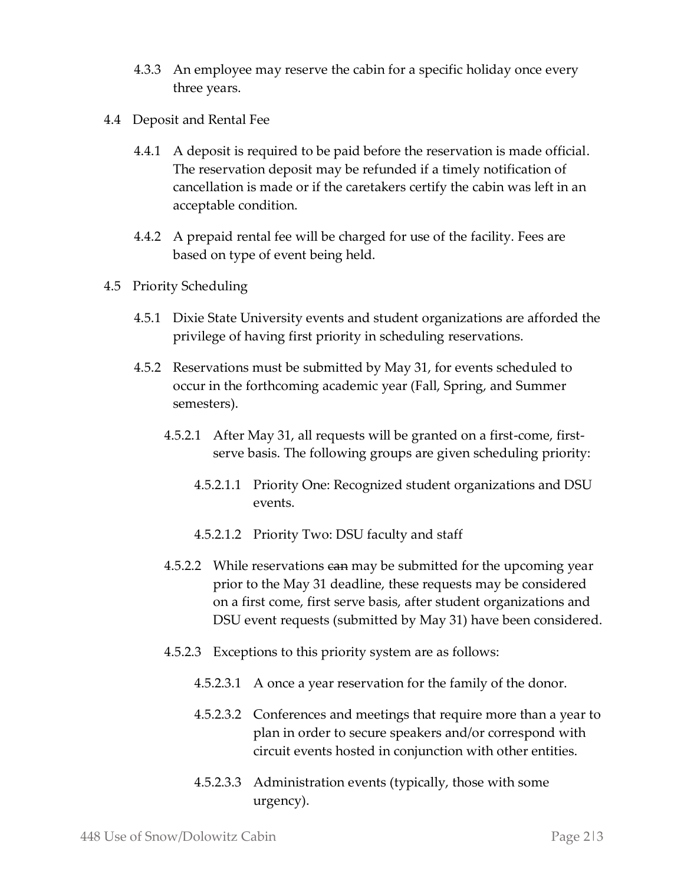4.3.3 An employee may reserve the cabin for a specific holiday once every three years.

4.4 Deposit and Rental Fee

4.4.1 A deposit is required to be paid before the reservation is made official. The reservation deposit may be refunded if a timely notification of cancellation is made or if the caretakers certify the cabin was left in an acceptable condition.

4.4.2 A prepaid rental fee will be charged for use of the facility. Fees are based on type of event being held.

4.5 Priority Scheduling

4.5.1 Dixie State University events and student organizations are afforded the privilege of having first priority in scheduling reservations.

4.5.2 Reservations must be submitted by May 31, for events scheduled to occur in the forthcoming academic year (Fall, Spring, and Summer semesters).

4.5.2.1 After May 31, all requests will be granted on a first-come, first-serve basis. The following groups are given scheduling priority:

4.5.2.1.1 Priority One: Recognized student organizations and DSU events.

4.5.2.1.2 Priority Two: DSU faculty and staff

4.5.2.2 While reservations ~~can~~ may be submitted for the upcoming year prior to the May 31 deadline, these requests may be considered on a first come, first serve basis, after student organizations and DSU event requests (submitted by May 31) have been considered.

4.5.2.3 Exceptions to this priority system are as follows:

4.5.2.3.1 A once a year reservation for the family of the donor.

4.5.2.3.2 Conferences and meetings that require more than a year to plan in order to secure speakers and/or correspond with circuit events hosted in conjunction with other entities.

4.5.2.3.3 Administration events (typically, those with some urgency).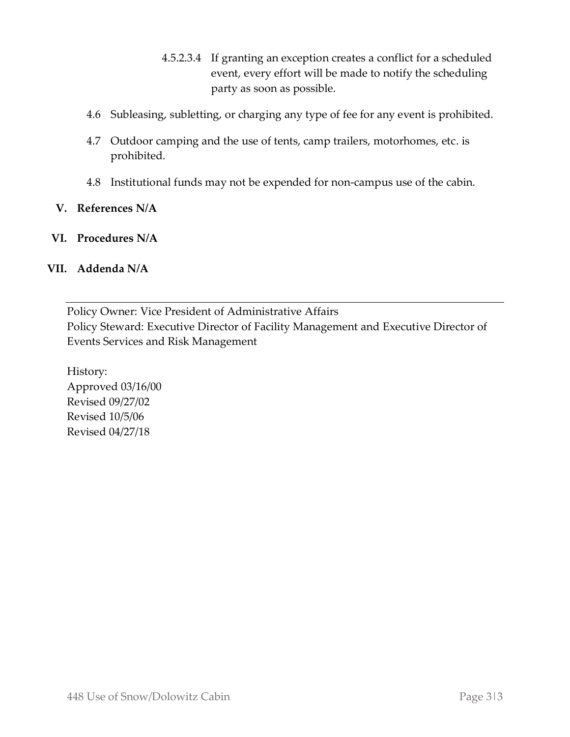4.5.2.3.4 If granting an exception creates a conflict for a scheduled event, every effort will be made to notify the scheduling party as soon as possible.

4.6 Subleasing, subletting, or charging any type of fee for any event is prohibited.

4.7 Outdoor camping and the use of tents, camp trailers, motorhomes, etc. is prohibited.

4.8 Institutional funds may not be expended for non-campus use of the cabin.

## V. References N/A

## VI. Procedures N/A

## VII. Addenda N/A

---

Policy Owner: Vice President of Administrative Affairs
Policy Steward: Executive Director of Facility Management and Executive Director of Events Services and Risk Management

History:
Approved 03/16/00
Revised 09/27/02
Revised 10/5/06
Revised 04/27/18